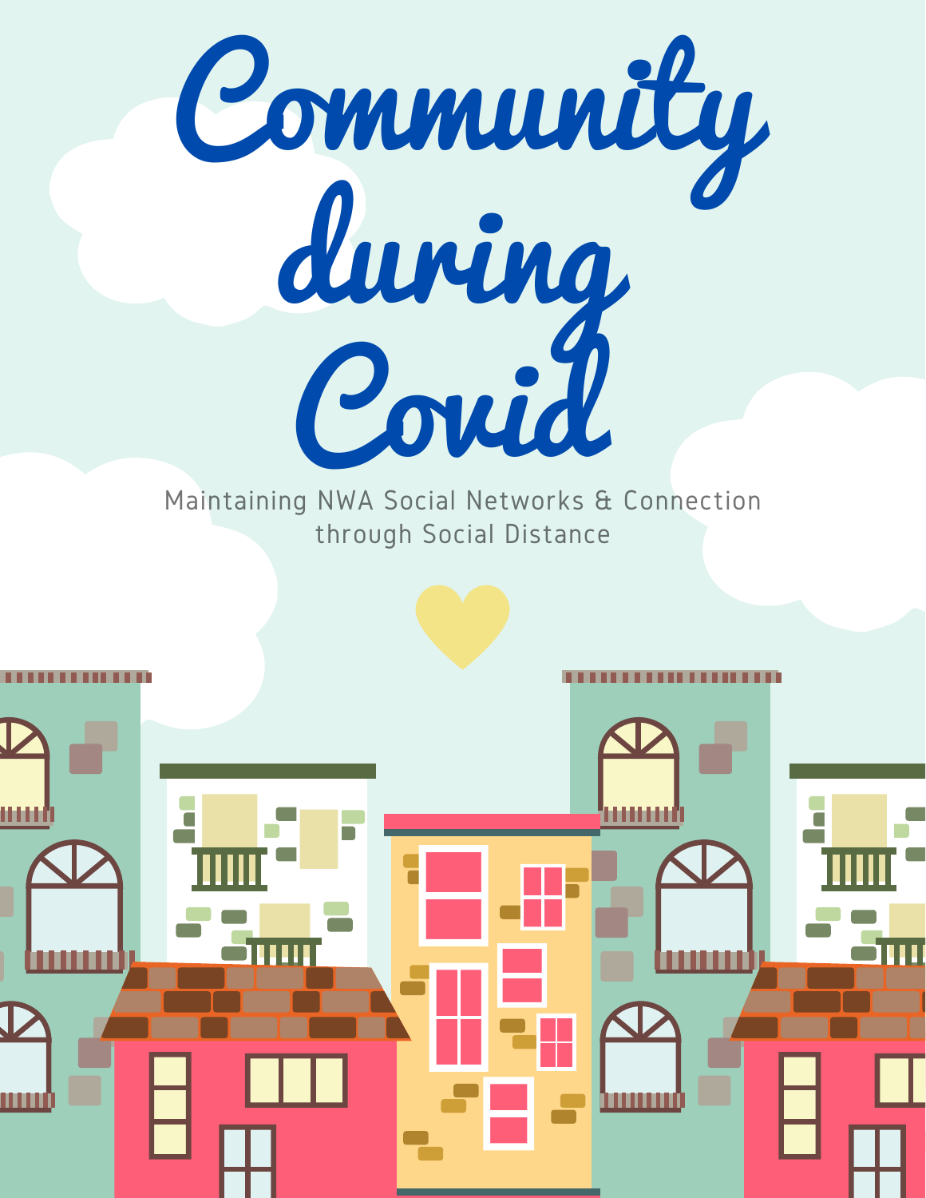# Community during Covid

Maintaining NWA Social Networks & Connection through Social Distance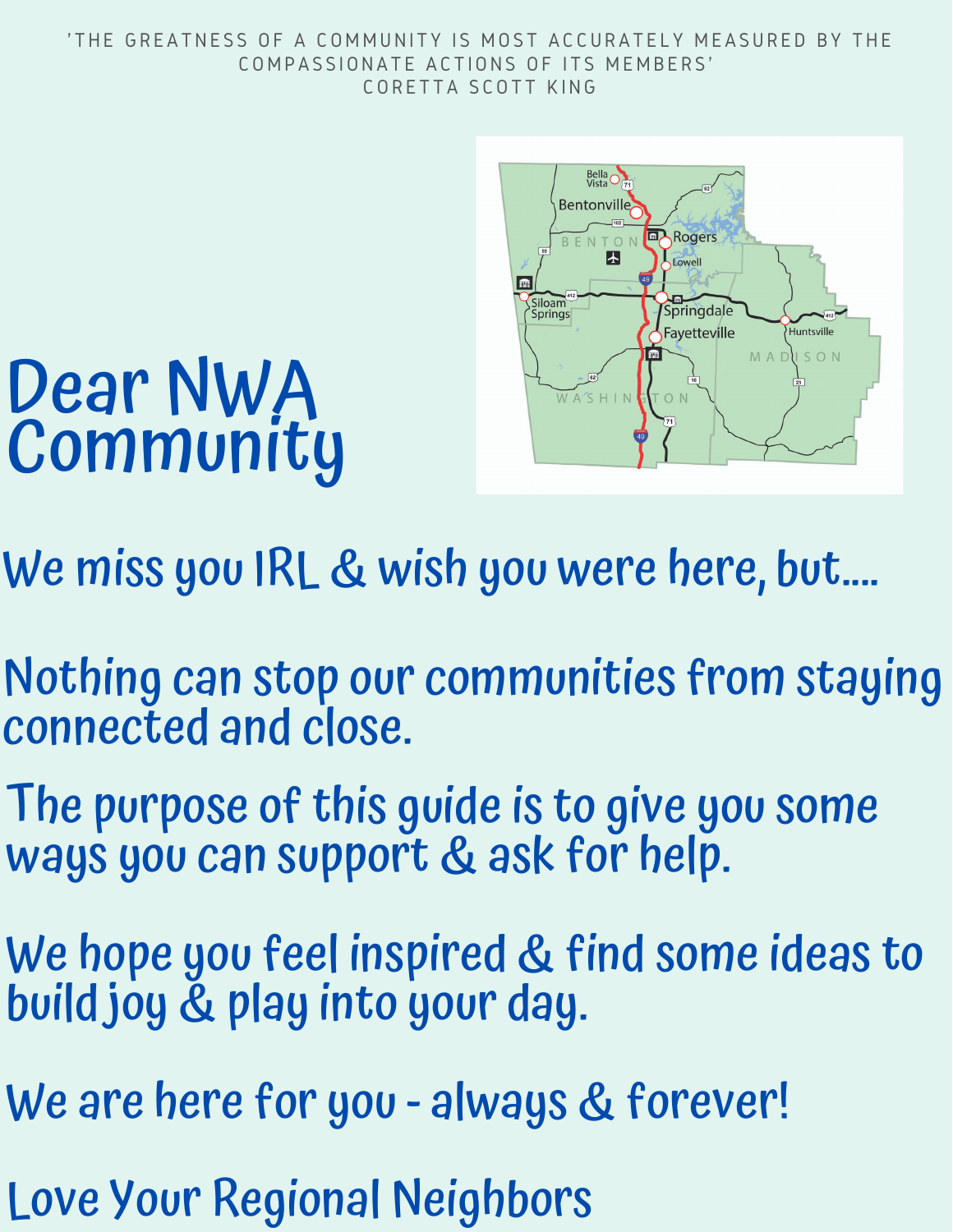'THE GREATNESS OF A COMMUNITY IS MOST ACCURATELY MEASURED BY THE COMPASSIONATE ACTIONS OF ITS MEMBERS'
CORETTA SCOTT KING

# Dear NWA Community

We miss you IRL & wish you were here, but....

Nothing can stop our communities from staying connected and close.

The purpose of this guide is to give you some ways you can support & ask for help.

We hope you feel inspired & find some ideas to build joy & play into your day.

We are here for you - always & forever!

Love Your Regional Neighbors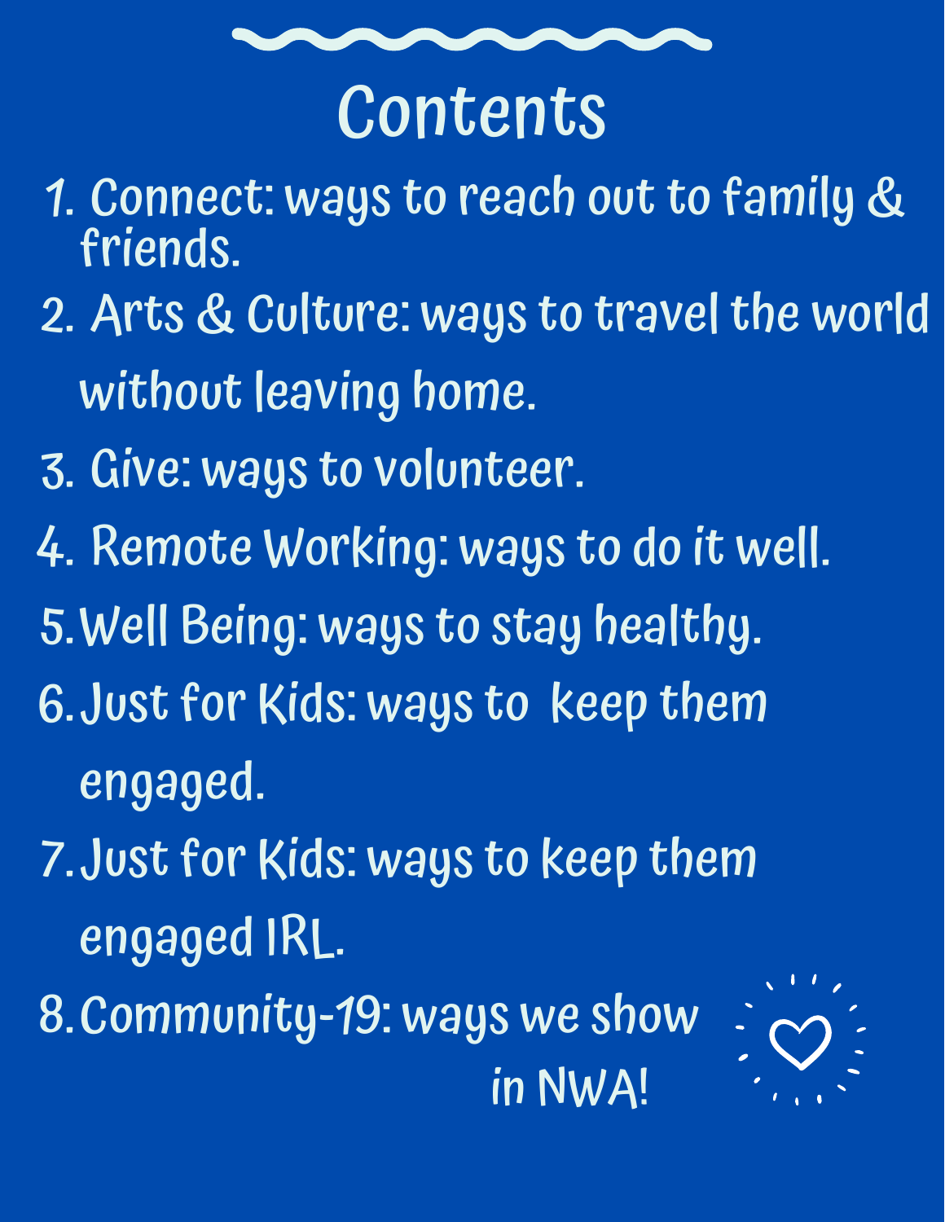# Contents

1. Connect: ways to reach out to family & friends.
2. Arts & Culture: ways to travel the world without leaving home.
3. Give: ways to volunteer.
4. Remote Working: ways to do it well.
5. Well Being: ways to stay healthy.
6. Just for Kids: ways to keep them engaged.
7. Just for Kids: ways to keep them engaged IRL.
8. Community-19: ways we show in NWA!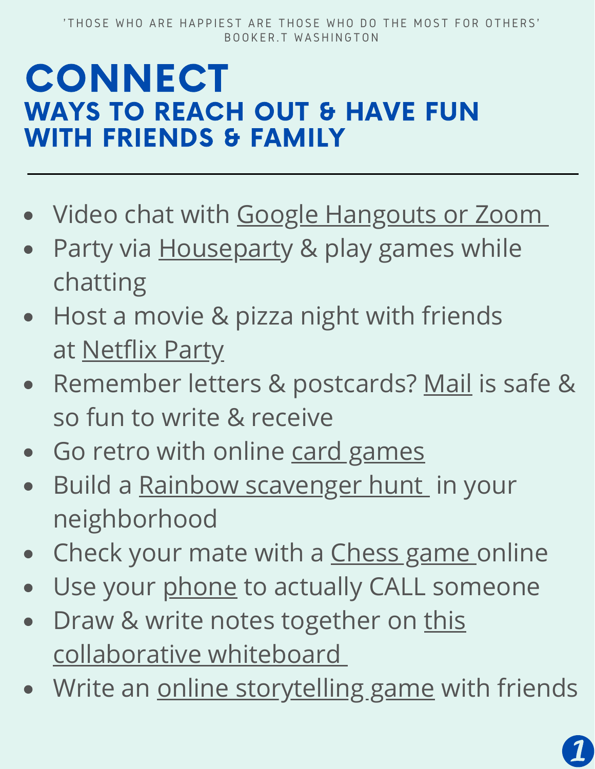'THOSE WHO ARE HAPPIEST ARE THOSE WHO DO THE MOST FOR OTHERS'
BOOKER.T WASHINGTON

# CONNECT

## WAYS TO REACH OUT & HAVE FUN WITH FRIENDS & FAMILY

---

- Video chat with Google Hangouts or Zoom
- Party via Houseparty & play games while chatting
- Host a movie & pizza night with friends at Netflix Party
- Remember letters & postcards? Mail is safe & so fun to write & receive
- Go retro with online card games
- Build a Rainbow scavenger hunt in your neighborhood
- Check your mate with a Chess game online
- Use your phone to actually CALL someone
- Draw & write notes together on this collaborative whiteboard
- Write an online storytelling game with friends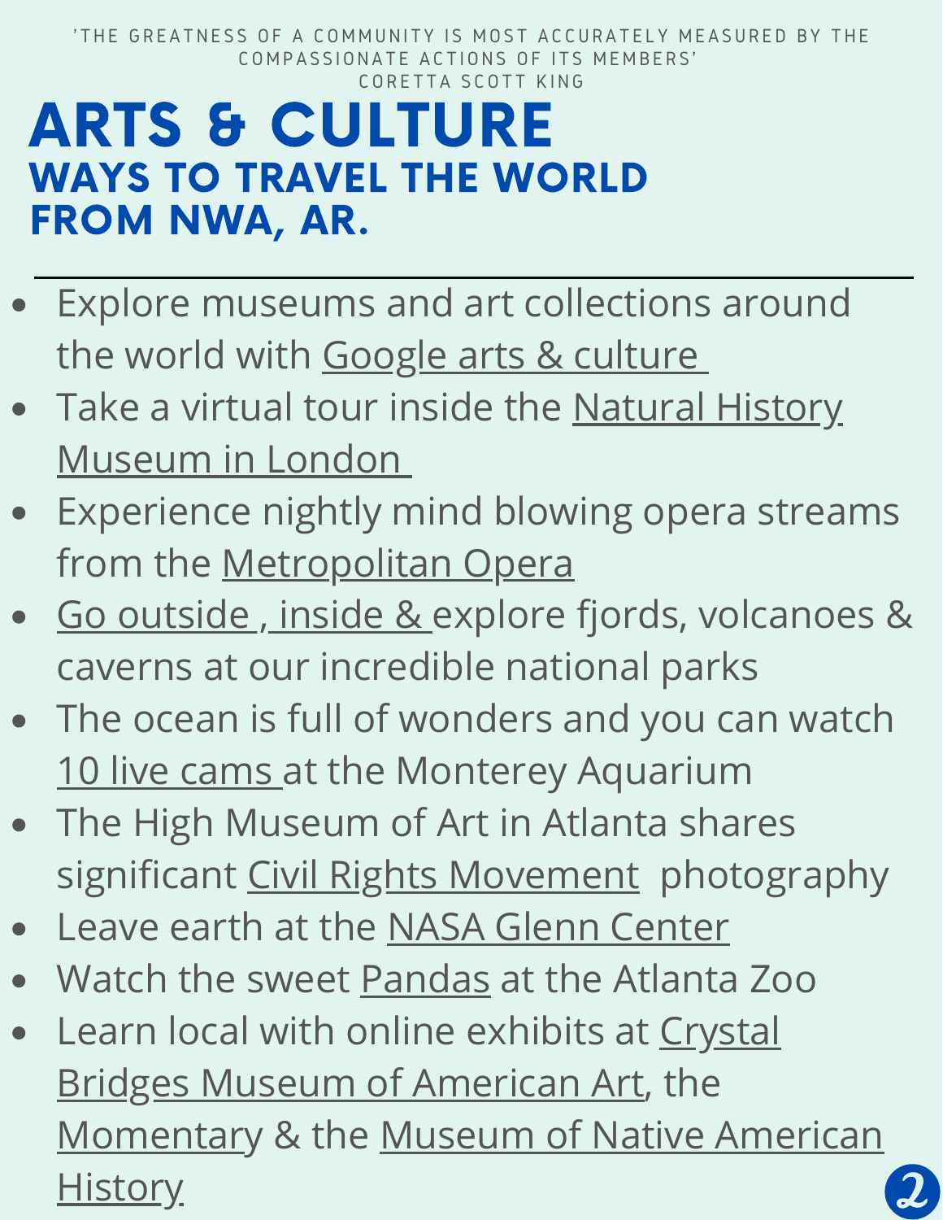'THE GREATNESS OF A COMMUNITY IS MOST ACCURATELY MEASURED BY THE COMPASSIONATE ACTIONS OF ITS MEMBERS'
CORETTA SCOTT KING

# ARTS & CULTURE

## WAYS TO TRAVEL THE WORLD FROM NWA, AR.

---

- Explore museums and art collections around the world with Google arts & culture
- Take a virtual tour inside the Natural History Museum in London
- Experience nightly mind blowing opera streams from the Metropolitan Opera
- Go outside , inside & explore fjords, volcanoes & caverns at our incredible national parks
- The ocean is full of wonders and you can watch 10 live cams at the Monterey Aquarium
- The High Museum of Art in Atlanta shares significant Civil Rights Movement photography
- Leave earth at the NASA Glenn Center
- Watch the sweet Pandas at the Atlanta Zoo
- Learn local with online exhibits at Crystal Bridges Museum of American Art, the Momentary & the Museum of Native American History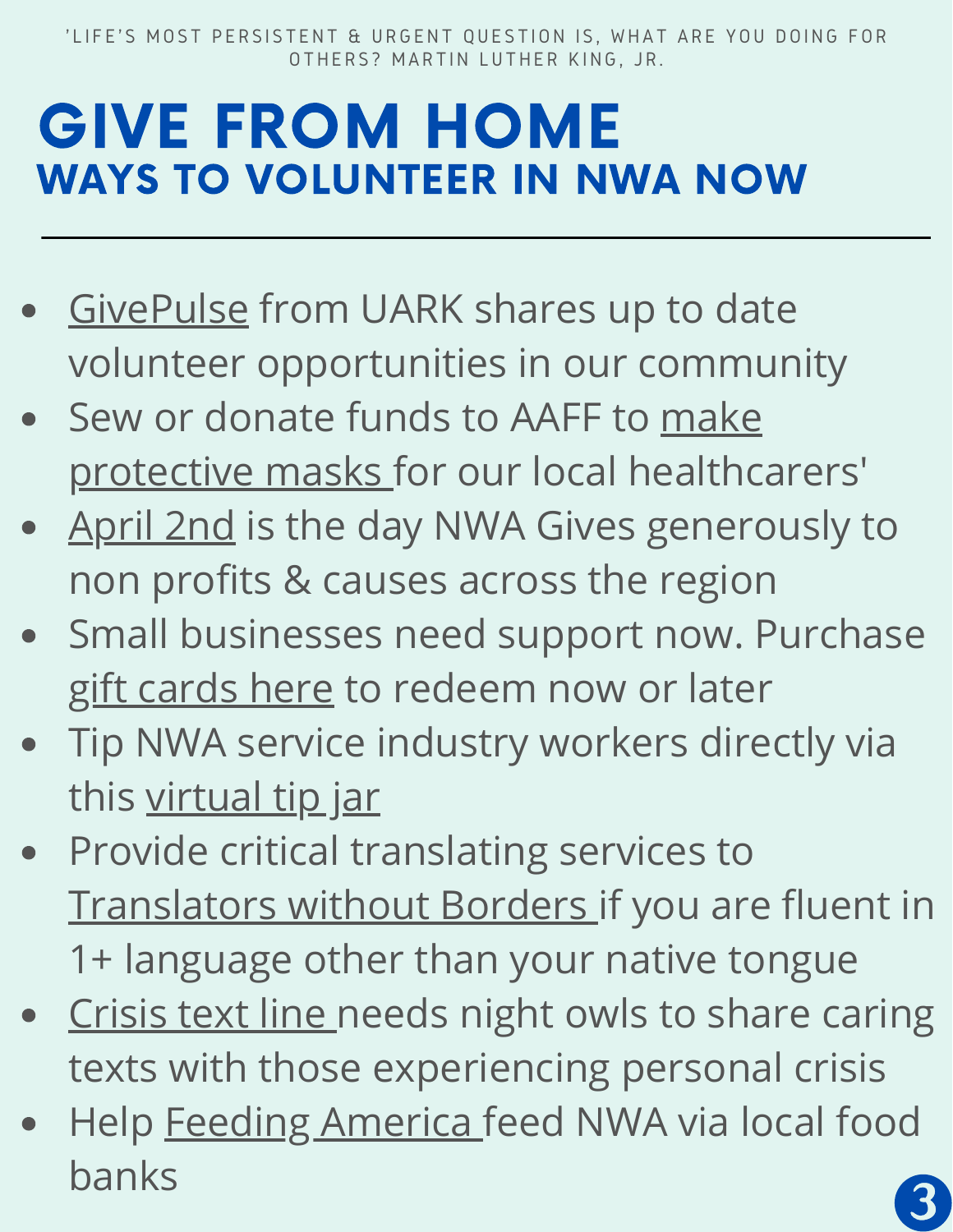'LIFE'S MOST PERSISTENT & URGENT QUESTION IS, WHAT ARE YOU DOING FOR OTHERS? MARTIN LUTHER KING, JR.

# GIVE FROM HOME

## WAYS TO VOLUNTEER IN NWA NOW

- GivePulse from UARK shares up to date volunteer opportunities in our community
- Sew or donate funds to AAFF to make protective masks for our local healthcarers'
- April 2nd is the day NWA Gives generously to non profits & causes across the region
- Small businesses need support now. Purchase gift cards here to redeem now or later
- Tip NWA service industry workers directly via this virtual tip jar
- Provide critical translating services to Translators without Borders if you are fluent in 1+ language other than your native tongue
- Crisis text line needs night owls to share caring texts with those experiencing personal crisis
- Help Feeding America feed NWA via local food banks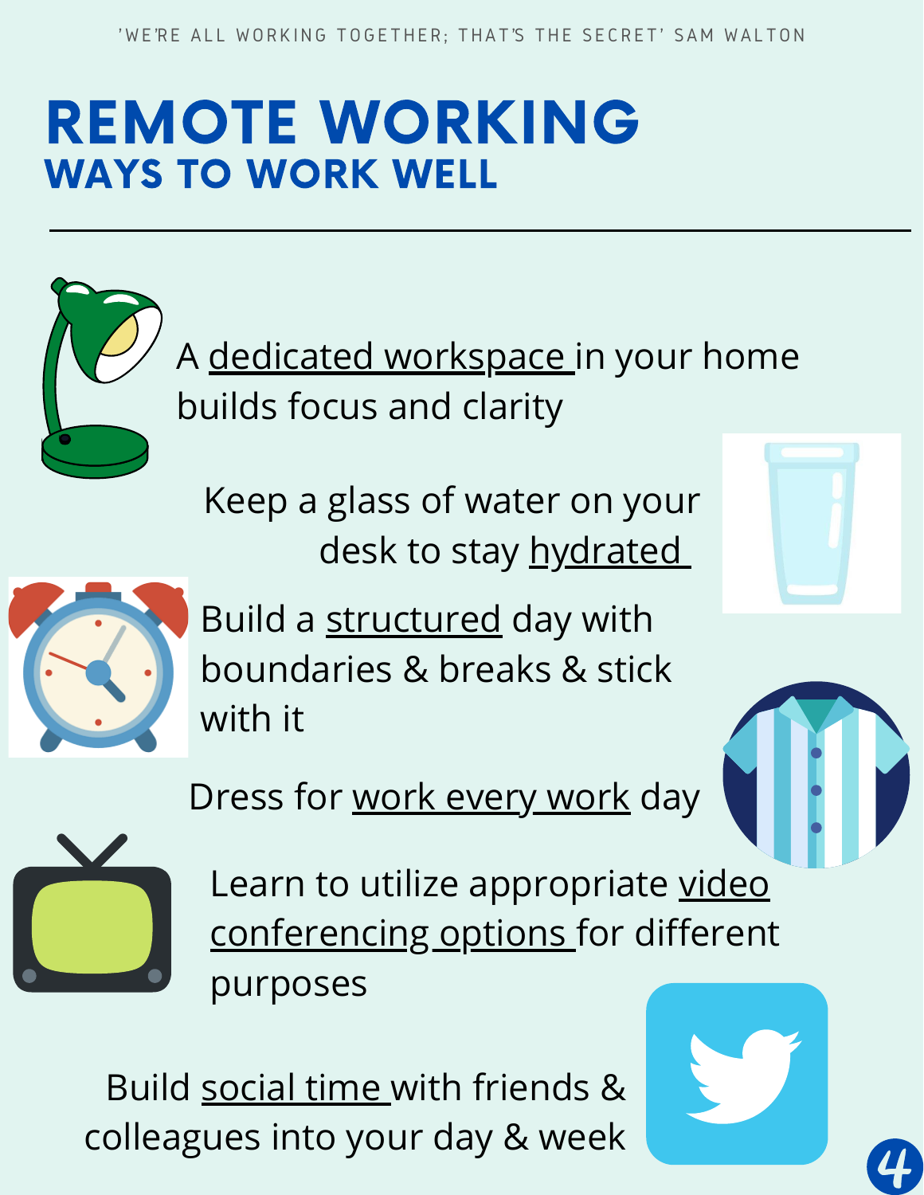'WE'RE ALL WORKING TOGETHER; THAT'S THE SECRET' SAM WALTON

# REMOTE WORKING
## WAYS TO WORK WELL

---

A dedicated workspace in your home builds focus and clarity

Keep a glass of water on your desk to stay hydrated

Build a structured day with boundaries & breaks & stick with it

Dress for work every work day

Learn to utilize appropriate video conferencing options for different purposes

Build social time with friends & colleagues into your day & week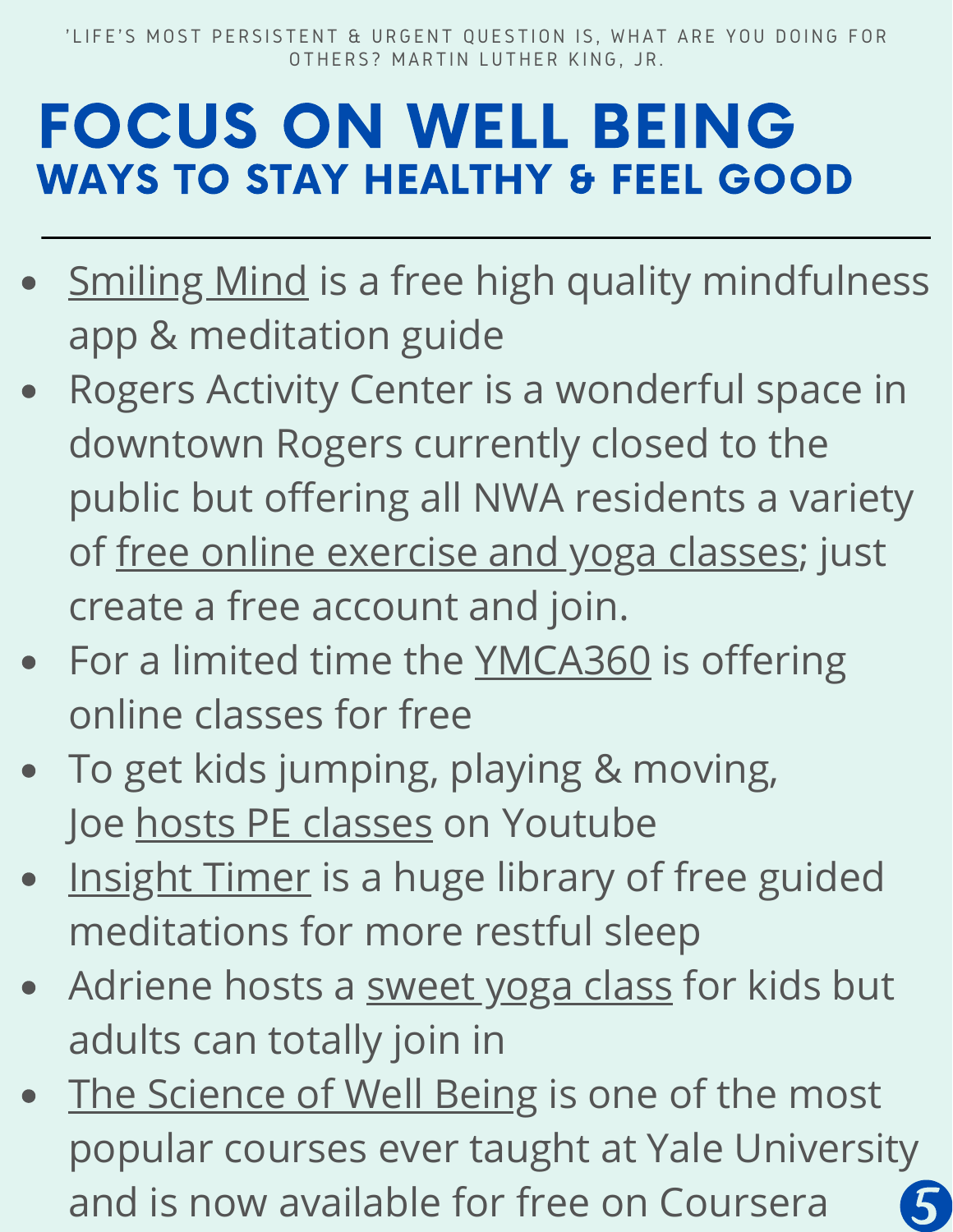'LIFE'S MOST PERSISTENT & URGENT QUESTION IS, WHAT ARE YOU DOING FOR OTHERS? MARTIN LUTHER KING, JR.

# FOCUS ON WELL BEING

## WAYS TO STAY HEALTHY & FEEL GOOD

---

- Smiling Mind is a free high quality mindfulness app & meditation guide
- Rogers Activity Center is a wonderful space in downtown Rogers currently closed to the public but offering all NWA residents a variety of free online exercise and yoga classes; just create a free account and join.
- For a limited time the YMCA360 is offering online classes for free
- To get kids jumping, playing & moving, Joe hosts PE classes on Youtube
- Insight Timer is a huge library of free guided meditations for more restful sleep
- Adriene hosts a sweet yoga class for kids but adults can totally join in
- The Science of Well Being is one of the most popular courses ever taught at Yale University and is now available for free on Coursera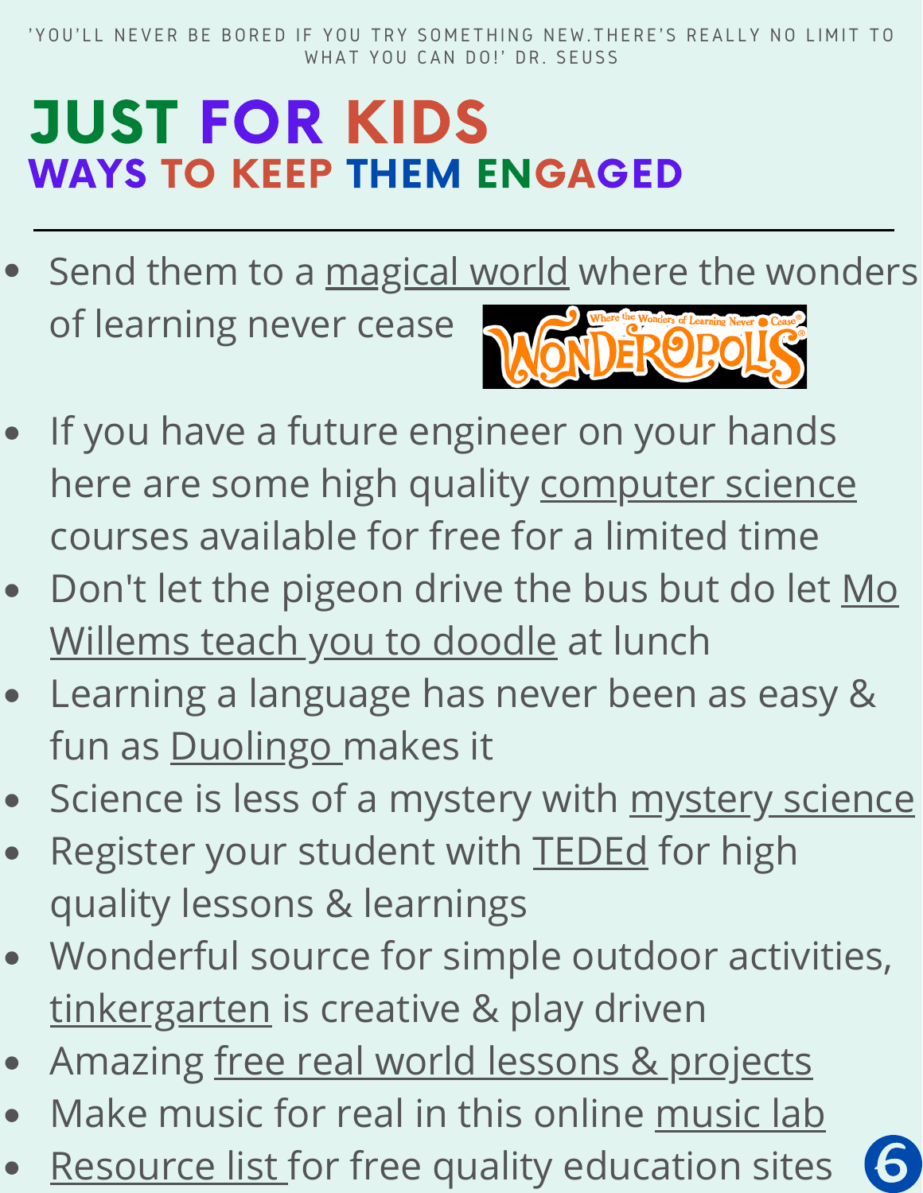'YOU'LL NEVER BE BORED IF YOU TRY SOMETHING NEW.THERE'S REALLY NO LIMIT TO WHAT YOU CAN DO!' DR. SEUSS

# JUST FOR KIDS

## WAYS TO KEEP THEM ENGAGED

- Send them to a magical world where the wonders of learning never cease
- If you have a future engineer on your hands here are some high quality computer science courses available for free for a limited time
- Don't let the pigeon drive the bus but do let Mo Willems teach you to doodle at lunch
- Learning a language has never been as easy & fun as Duolingo makes it
- Science is less of a mystery with mystery science
- Register your student with TEDEd for high quality lessons & learnings
- Wonderful source for simple outdoor activities, tinkergarten is creative & play driven
- Amazing free real world lessons & projects
- Make music for real in this online music lab
- Resource list for free quality education sites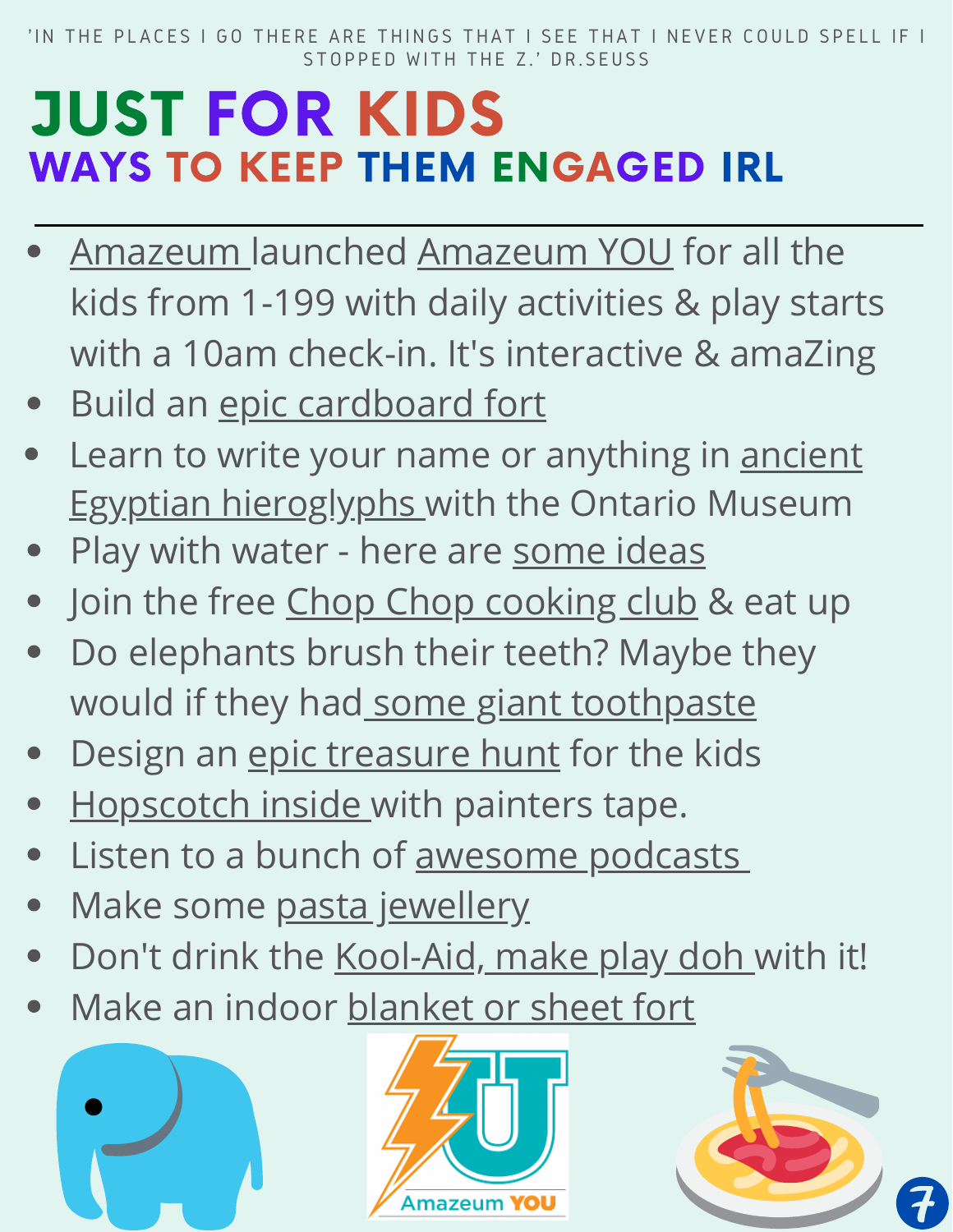'IN THE PLACES I GO THERE ARE THINGS THAT I SEE THAT I NEVER COULD SPELL IF I STOPPED WITH THE Z.' DR.SEUSS

# JUST FOR KIDS

## WAYS TO KEEP THEM ENGAGED IRL

---

- Amazeum launched Amazeum YOU for all the kids from 1-199 with daily activities & play starts with a 10am check-in. It's interactive & amaZing
- Build an epic cardboard fort
- Learn to write your name or anything in ancient Egyptian hieroglyphs with the Ontario Museum
- Play with water - here are some ideas
- Join the free Chop Chop cooking club & eat up
- Do elephants brush their teeth? Maybe they would if they had some giant toothpaste
- Design an epic treasure hunt for the kids
- Hopscotch inside with painters tape.
- Listen to a bunch of awesome podcasts
- Make some pasta jewellery
- Don't drink the Kool-Aid, make play doh with it!
- Make an indoor blanket or sheet fort

Amazeum YOU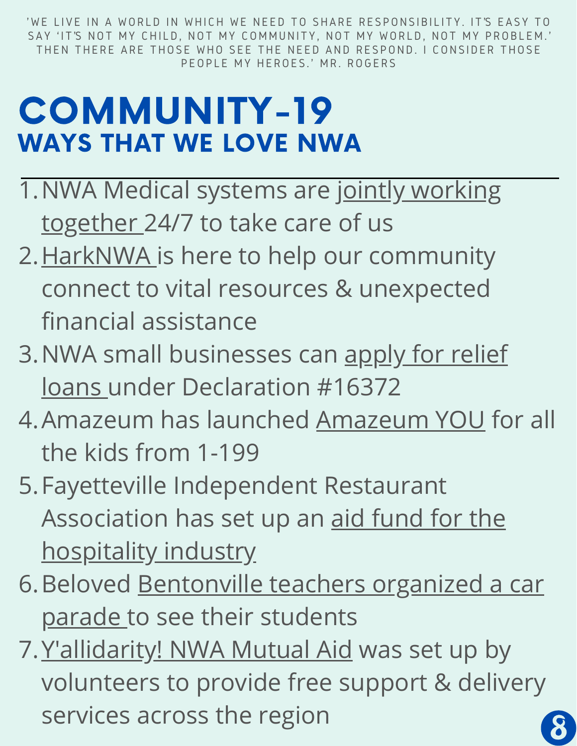'WE LIVE IN A WORLD IN WHICH WE NEED TO SHARE RESPONSIBILITY. IT'S EASY TO SAY 'IT'S NOT MY CHILD, NOT MY COMMUNITY, NOT MY WORLD, NOT MY PROBLEM.' THEN THERE ARE THOSE WHO SEE THE NEED AND RESPOND. I CONSIDER THOSE PEOPLE MY HEROES.' MR. ROGERS

# COMMUNITY-19

## WAYS THAT WE LOVE NWA

1. NWA Medical systems are jointly working together 24/7 to take care of us
2. HarkNWA is here to help our community connect to vital resources & unexpected financial assistance
3. NWA small businesses can apply for relief loans under Declaration #16372
4. Amazeum has launched Amazeum YOU for all the kids from 1-199
5. Fayetteville Independent Restaurant Association has set up an aid fund for the hospitality industry
6. Beloved Bentonville teachers organized a car parade to see their students
7. Y'allidarity! NWA Mutual Aid was set up by volunteers to provide free support & delivery services across the region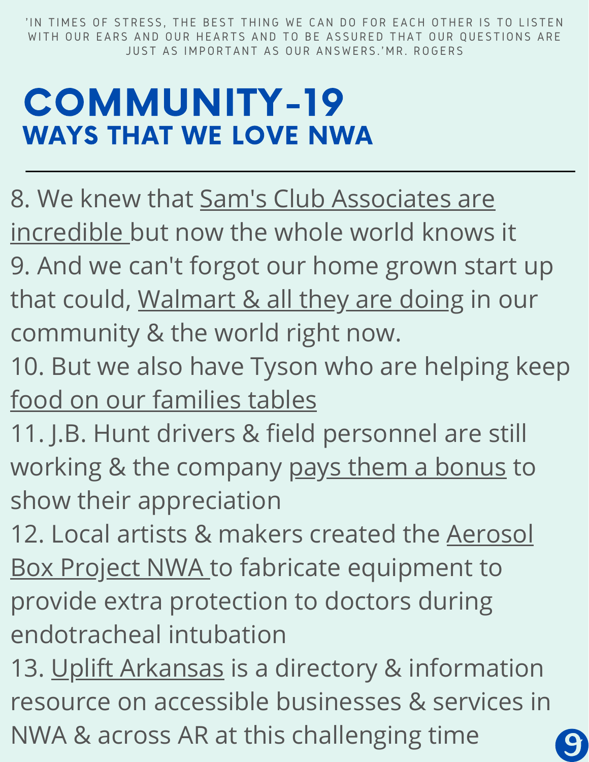'IN TIMES OF STRESS, THE BEST THING WE CAN DO FOR EACH OTHER IS TO LISTEN WITH OUR EARS AND OUR HEARTS AND TO BE ASSURED THAT OUR QUESTIONS ARE JUST AS IMPORTANT AS OUR ANSWERS.'MR. ROGERS

# COMMUNITY-19
## WAYS THAT WE LOVE NWA

---

8. We knew that Sam's Club Associates are incredible but now the whole world knows it
9. And we can't forgot our home grown start up that could, Walmart & all they are doing in our community & the world right now.
10. But we also have Tyson who are helping keep food on our families tables
11. J.B. Hunt drivers & field personnel are still working & the company pays them a bonus to show their appreciation
12. Local artists & makers created the Aerosol Box Project NWA to fabricate equipment to provide extra protection to doctors during endotracheal intubation
13. Uplift Arkansas is a directory & information resource on accessible businesses & services in NWA & across AR at this challenging time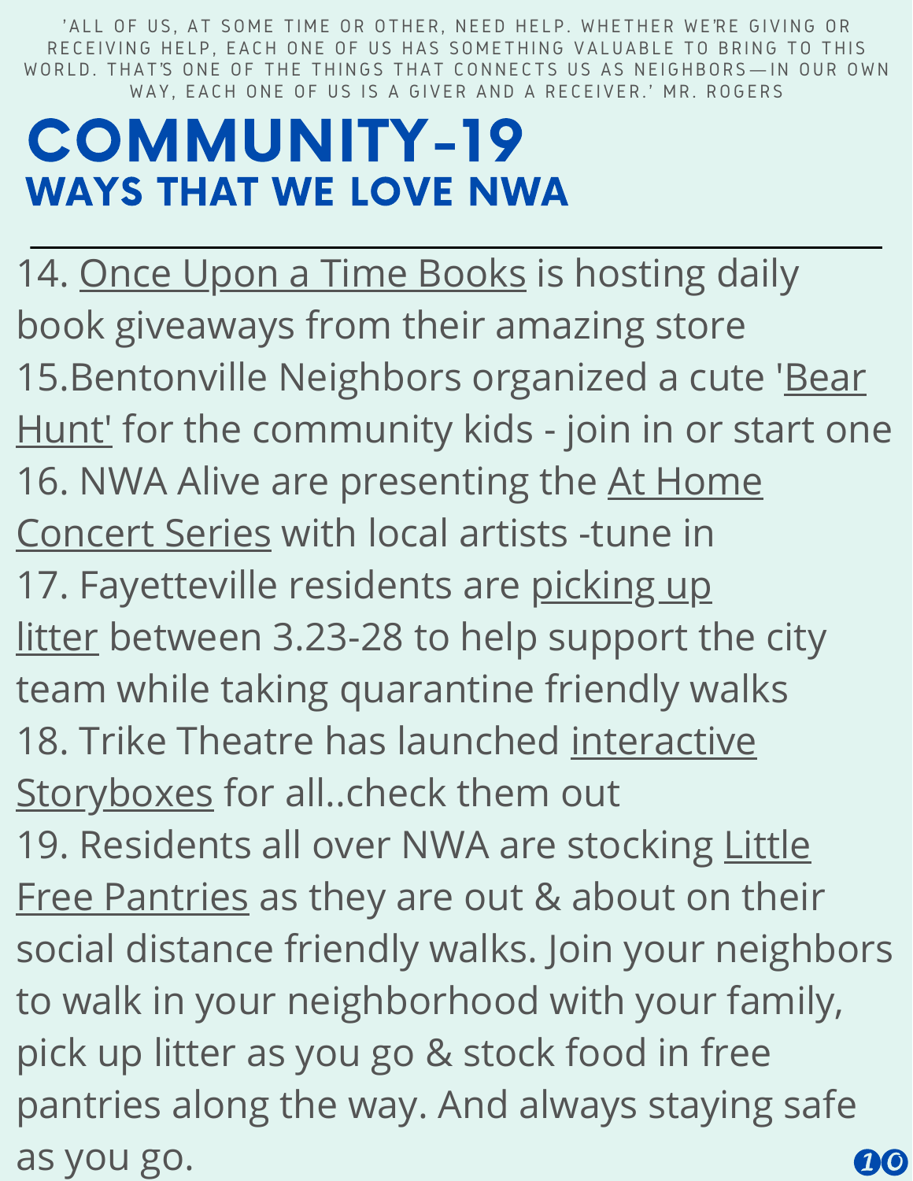'ALL OF US, AT SOME TIME OR OTHER, NEED HELP. WHETHER WE'RE GIVING OR RECEIVING HELP, EACH ONE OF US HAS SOMETHING VALUABLE TO BRING TO THIS WORLD. THAT'S ONE OF THE THINGS THAT CONNECTS US AS NEIGHBORS—IN OUR OWN WAY, EACH ONE OF US IS A GIVER AND A RECEIVER.' MR. ROGERS

# COMMUNITY-19

## WAYS THAT WE LOVE NWA

---

14. Once Upon a Time Books is hosting daily book giveaways from their amazing store

15.Bentonville Neighbors organized a cute 'Bear Hunt' for the community kids - join in or start one

16. NWA Alive are presenting the At Home Concert Series with local artists -tune in

17. Fayetteville residents are picking up litter between 3.23-28 to help support the city team while taking quarantine friendly walks

18. Trike Theatre has launched interactive Storyboxes for all..check them out

19. Residents all over NWA are stocking Little Free Pantries as they are out & about on their social distance friendly walks. Join your neighbors to walk in your neighborhood with your family, pick up litter as you go & stock food in free pantries along the way. And always staying safe as you go.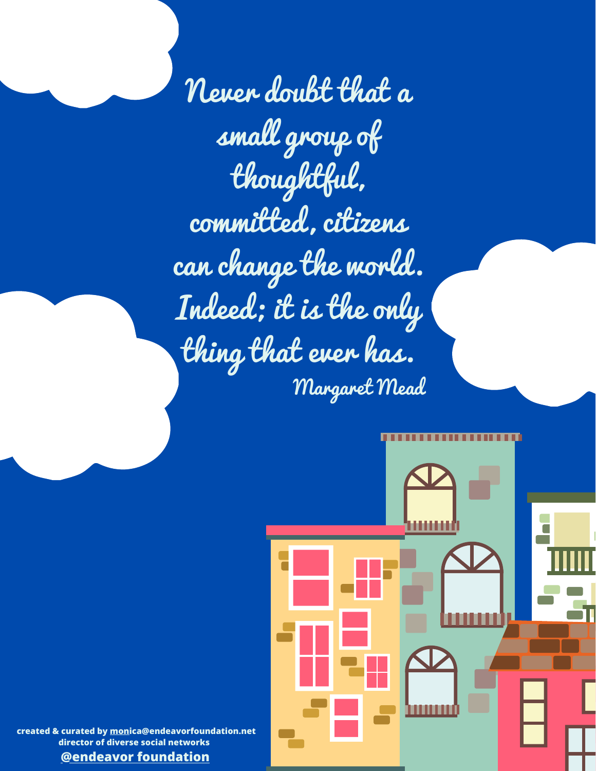Never doubt that a small group of thoughtful, committed, citizens can change the world. Indeed; it is the only thing that ever has.

Margaret Mead

**created & curated by monica@endeavorfoundation.net**
**director of diverse social networks**
**@endeavor foundation**